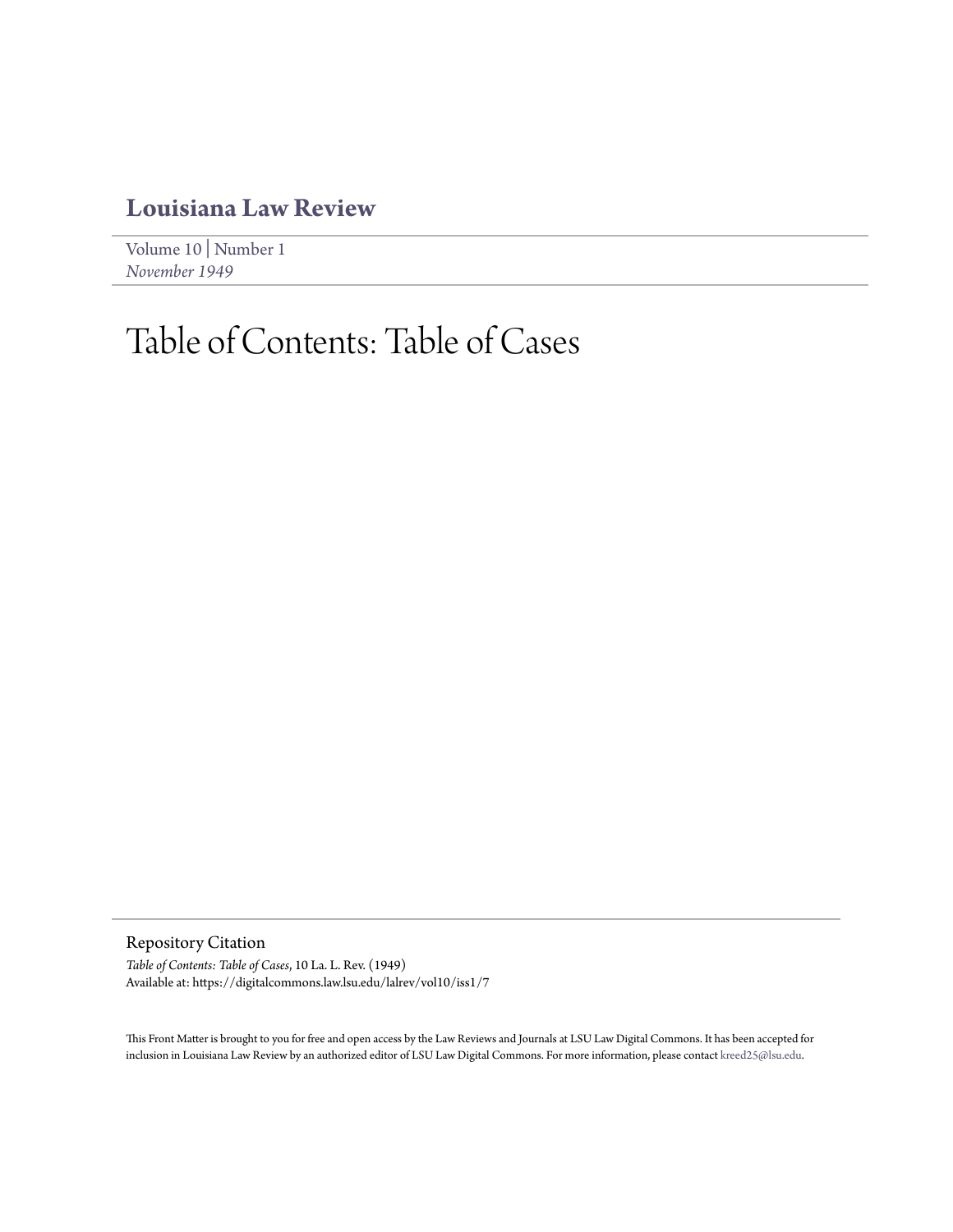# Louisiana Law Review

Volume 10 | Number 1
*November 1949*

# Table of Contents: Table of Cases

## Repository Citation

*Table of Contents: Table of Cases*, 10 La. L. Rev. (1949)
Available at: https://digitalcommons.law.lsu.edu/lalrev/vol10/iss1/7

This Front Matter is brought to you for free and open access by the Law Reviews and Journals at LSU Law Digital Commons. It has been accepted for inclusion in Louisiana Law Review by an authorized editor of LSU Law Digital Commons. For more information, please contact kreed25@lsu.edu.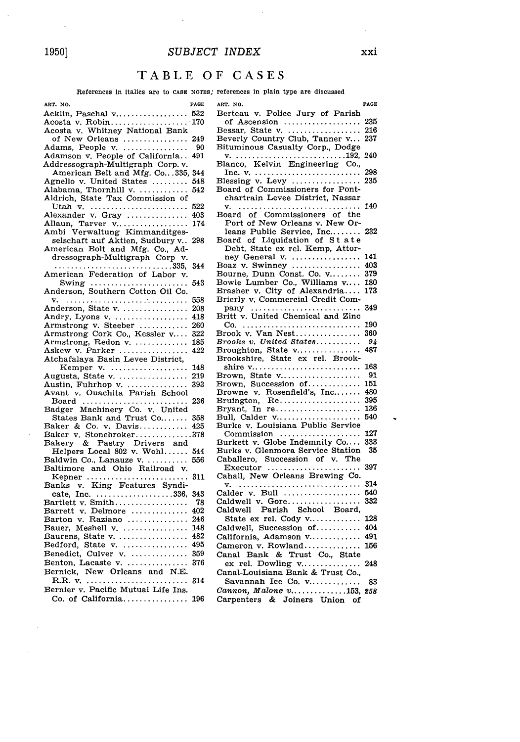# TABLE OF CASES

References in italics are to CASE NOTES; references in plain type are discussed

ART. NO. PAGE

Acklin, Paschal v. .... 532
Acosta v. Robin .... 170
Acosta v. Whitney National Bank of New Orleans .... 249
Adams, People v. .... 90
Adamson v. People of California .. 491
Addressograph-Multigraph Corp. v. American Belt and Mfg. Co. .. 335, 344
Agnello v. United States .... 548
Alabama, Thornhill v. .... 542
Aldrich, State Tax Commission of Utah v. .... 522
Alexander v. Gray .... 403
Allaun, Tarver v. .... 174
Ambi Verwaltung Kimmanditgesselschaft auf Aktien, Sudbury v. .. 298
American Bolt and Mfg. Co., Addressograph-Multigraph Corp v. .... 335, 344
American Federation of Labor v. Swing .... 543
Anderson, Southern Cotton Oil Co. v. .... 558
Anderson, State v. .... 208
Andry, Lyons v. .... 418
Armstrong v. Steeber .... 260
Armstrong Cork Co., Kessler v. .... 322
Armstrong, Redon v. .... 185
Askew v. Parker .... 422
Atchafalaya Basin Levee District, Kemper v. .... 148
Augusta, State v. .... 219
Austin, Fuhrhop v. .... 393
Avant v. Ouachita Parish School Board .... 236
Badger Machinery Co. v. United States Bank and Trust Co. .... 358
Baker & Co. v. Davis .... 425
Baker v. Stonebroker .... 378
Bakery & Pastry Drivers and Helpers Local 802 v. Wohl .... 544
Baldwin Co., Lanauze v. .... 556
Baltimore and Ohio Railroad v. Kepner .... 311
Banks v. King Features Syndicate, Inc. .... 336, 343
Bartlett v. Smith .... 78
Barrett v. Delmore .... 402
Barton v. Raziano .... 246
Bauer, Meshell v. .... 148
Baurens, State v. .... 482
Bedford, State v. .... 495
Benedict, Culver v. .... 359
Benton, Lacaste v. .... 376
Bernick, New Orleans and N.E. R.R. v. .... 314
Bernier v. Pacific Mutual Life Ins. Co. of California .... 196
Berteau v. Police Jury of Parish of Ascension .... 235
Bessar, State v. .... 216
Beverly Country Club, Tanner v. .. 237
Bituminous Casualty Corp., Dodge v. .... 192, 240
Blanco, Kelvin Engineering Co., Inc. v. .... 298
Blessing v. Levy .... 235
Board of Commissioners for Pontchartrain Levee District, Nassar v. .... 140
Board of Commissioners of the Port of New Orleans v. New Orleans Public Service, Inc. .... 232
Board of Liquidation of State Debt, State ex rel. Kemp, Attorney General v. .... 141
Boaz v. Swinney .... 403
Bourne, Dunn Const. Co. v. .... 379
Bowie Lumber Co., Williams v. .... 180
Brasher v. City of Alexandria .... 173
Brierly v. Commercial Credit Company .... 349
Britt v. United Chemical and Zinc Co. .... 190
Brook v. Van Nest .... 360
*Brooks v. United States* .... *94*
Broughton, State v. .... 487
Brookshire, State ex rel. Brookshire v. .... 168
Brown, State v. .... 91
Brown, Succession of .... 151
Browne v. Rosenfield's, Inc. .... 480
Bruington, Re .... 395
Bryant, In re .... 136
Bull, Calder v. .... 540
Burke v. Louisiana Public Service Commission .... 127
Burkett v. Globe Indemnity Co. .... 333
Burks v. Glenmora Service Station 35
Caballero, Succession of v. The Executor .... 397
Cahall, New Orleans Brewing Co. v. .... 314
Calder v. Bull .... 540
Caldwell v. Gore .... 332
Caldwell Parish School Board, State ex rel. Cody v. .... 128
Caldwell, Succession of .... 404
California, Adamson v. .... 491
Cameron v. Rowland .... 156
Canal Bank & Trust Co., State ex rel. Dowling v. .... 248
Canal-Louisiana Bank & Trust Co., Savannah Ice Co. v. .... 83
*Cannon, Malone v.* .... 153, *258*
Carpenters & Joiners Union of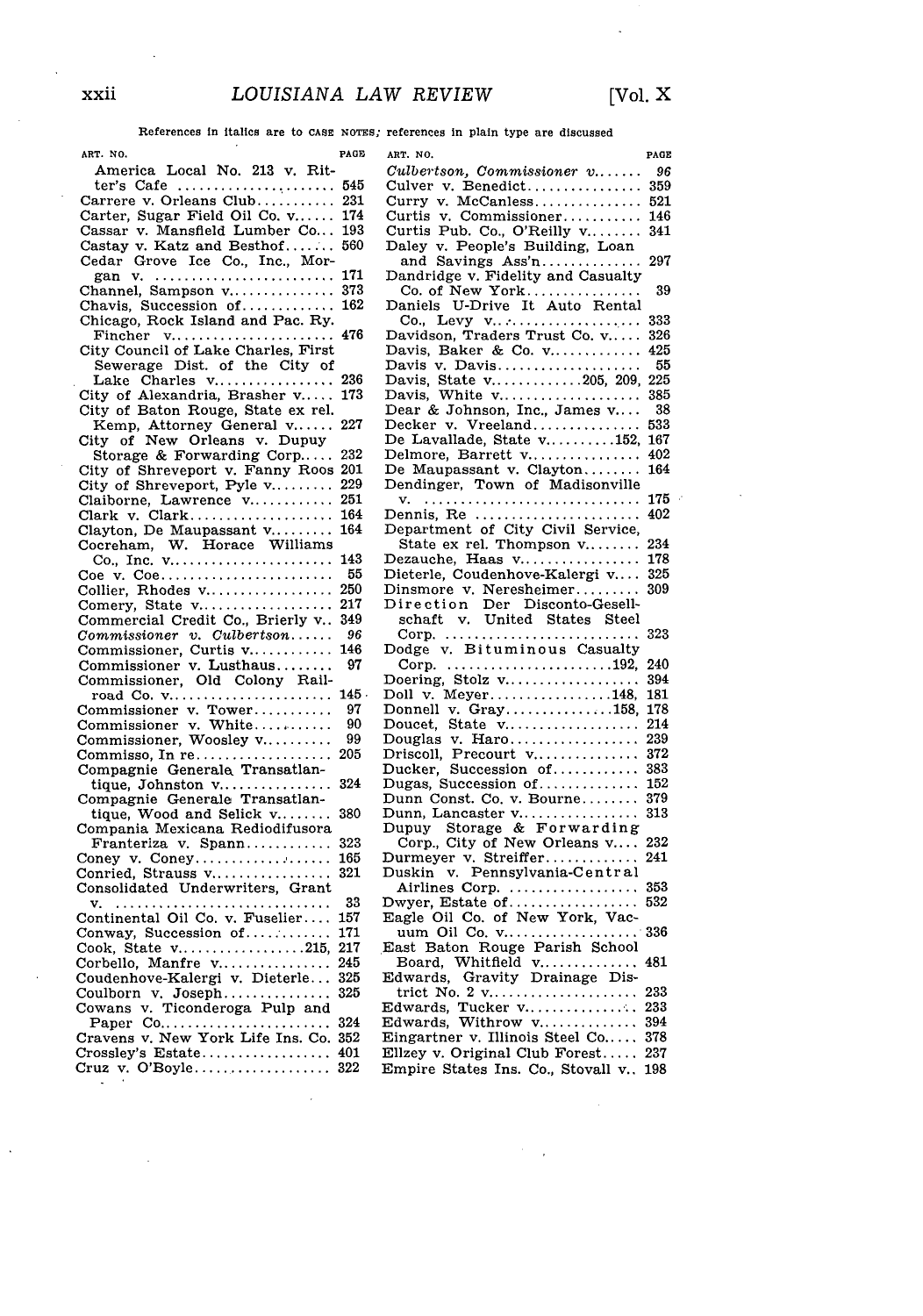References in italics are to CASE NOTES; references in plain type are discussed

| ART. NO. | PAGE |
|---|---|
| America Local No. 213 v. Ritter's Cafe | 545 |
| Carrere v. Orleans Club | 231 |
| Carter, Sugar Field Oil Co. v. | 174 |
| Cassar v. Mansfield Lumber Co. | 193 |
| Castay v. Katz and Besthof | 560 |
| Cedar Grove Ice Co., Inc., Morgan v. | 171 |
| Channel, Sampson v. | 373 |
| Chavis, Succession of | 162 |
| Chicago, Rock Island and Pac. Ry. Fincher v. | 476 |
| City Council of Lake Charles, First Sewerage Dist. of the City of Lake Charles v. | 236 |
| City of Alexandria, Brasher v. | 173 |
| City of Baton Rouge, State ex rel. Kemp, Attorney General v. | 227 |
| City of New Orleans v. Dupuy Storage & Forwarding Corp. | 232 |
| City of Shreveport v. Fanny Roos | 201 |
| City of Shreveport, Pyle v. | 229 |
| Claiborne, Lawrence v. | 251 |
| Clark v. Clark | 164 |
| Clayton, De Maupassant v. | 164 |
| Cocreham, W. Horace Williams Co., Inc. v. | 143 |
| Coe v. Coe | 55 |
| Collier, Rhodes v. | 250 |
| Comery, State v. | 217 |
| Commercial Credit Co., Brierly v. | 349 |
| *Commissioner v. Culbertson* | *96* |
| Commissioner, Curtis v. | 146 |
| Commissioner v. Lusthaus | 97 |
| Commissioner, Old Colony Railroad Co. v. | 145 |
| Commissioner v. Tower | 97 |
| Commissioner v. White | 90 |
| Commissioner, Woosley v. | 99 |
| Commisso, In re | 205 |
| Compagnie Generale Transatlantique, Johnston v. | 324 |
| Compagnie Generale Transatlantique, Wood and Selick v. | 380 |
| Compania Mexicana Rediodifusora Franteriza v. Spann | 323 |
| Coney v. Coney | 165 |
| Conried, Strauss v. | 321 |
| Consolidated Underwriters, Grant v. | 33 |
| Continental Oil Co. v. Fuselier | 157 |
| Conway, Succession of | 171 |
| Cook, State v. | 215, 217 |
| Corbello, Manfre v. | 245 |
| Coudenhove-Kalergi v. Dieterle | 325 |
| Coulborn v. Joseph | 325 |
| Cowans v. Ticonderoga Pulp and Paper Co. | 324 |
| Cravens v. New York Life Ins. Co. | 352 |
| Crossley's Estate | 401 |
| Cruz v. O'Boyle | 322 |
| *Culbertson, Commissioner v.* | *96* |
| Culver v. Benedict | 359 |
| Curry v. McCanless | 521 |
| Curtis v. Commissioner | 146 |
| Curtis Pub. Co., O'Reilly v. | 341 |
| Daley v. People's Building, Loan and Savings Ass'n | 297 |
| Dandridge v. Fidelity and Casualty Co. of New York | 39 |
| Daniels U-Drive It Auto Rental Co., Levy v. | 333 |
| Davidson, Traders Trust Co. v. | 326 |
| Davis, Baker & Co. v. | 425 |
| Davis v. Davis | 55 |
| Davis, State v. | 205, 209, 225 |
| Davis, White v. | 385 |
| Dear & Johnson, Inc., James v. | 38 |
| Decker v. Vreeland | 533 |
| De Lavallade, State v. | 152, 167 |
| Delmore, Barrett v. | 402 |
| De Maupassant v. Clayton | 164 |
| Dendinger, Town of Madisonville v. | 175 |
| Dennis, Re | 402 |
| Department of City Civil Service, State ex rel. Thompson v. | 234 |
| Dezauche, Haas v. | 178 |
| Dieterle, Coudenhove-Kalergi v. | 325 |
| Dinsmore v. Neresheimer | 309 |
| Direction Der Disconto-Gesellschaft v. United States Steel Corp. | 323 |
| Dodge v. Bituminous Casualty Corp. | 192, 240 |
| Doering, Stolz v. | 394 |
| Doll v. Meyer | 148, 181 |
| Donnell v. Gray | 158, 178 |
| Doucet, State v. | 214 |
| Douglas v. Haro | 239 |
| Driscoll, Precourt v. | 372 |
| Ducker, Succession of | 383 |
| Dugas, Succession of | 152 |
| Dunn Const. Co. v. Bourne | 379 |
| Dunn, Lancaster v. | 313 |
| Dupuy Storage & Forwarding Corp., City of New Orleans v. | 232 |
| Durmeyer v. Streiffer | 241 |
| Duskin v. Pennsylvania-Central Airlines Corp. | 353 |
| Dwyer, Estate of | 532 |
| Eagle Oil Co. of New York, Vacuum Oil Co. v. | 336 |
| East Baton Rouge Parish School Board, Whitfield v. | 481 |
| Edwards, Gravity Drainage District No. 2 v. | 233 |
| Edwards, Tucker v. | 233 |
| Edwards, Withrow v. | 394 |
| Eingartner v. Illinois Steel Co. | 378 |
| Ellzey v. Original Club Forest | 237 |
| Empire States Ins. Co., Stovall v. | 198 |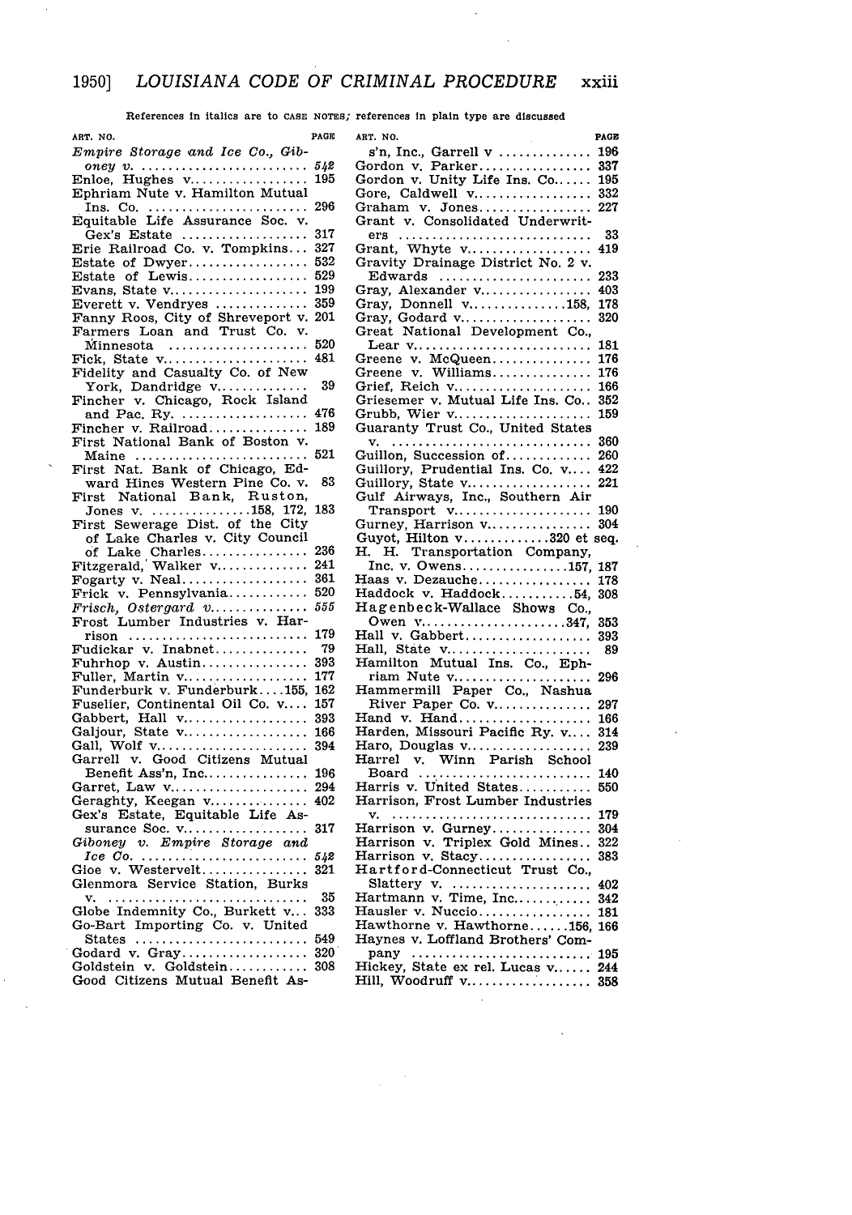References in italics are to CASE NOTES; references in plain type are discussed

| ART. NO. | PAGE |
|---|---|
| *Empire Storage and Ice Co., Giboney v.* | *542* |
| Enloe, Hughes v. | 195 |
| Ephriam Nute v. Hamilton Mutual Ins. Co. | 296 |
| Equitable Life Assurance Soc. v. Gex's Estate | 317 |
| Erie Railroad Co. v. Tompkins | 327 |
| Estate of Dwyer | 532 |
| Estate of Lewis | 529 |
| Evans, State v. | 199 |
| Everett v. Vendryes | 359 |
| Fanny Roos, City of Shreveport v. | 201 |
| Farmers Loan and Trust Co. v. Minnesota | 520 |
| Fick, State v. | 481 |
| Fidelity and Casualty Co. of New York, Dandridge v. | 39 |
| Fincher v. Chicago, Rock Island and Pac. Ry. | 476 |
| Fincher v. Railroad | 189 |
| First National Bank of Boston v. Maine | 521 |
| First Nat. Bank of Chicago, Edward Hines Western Pine Co. v. | 83 |
| First National Bank, Ruston, Jones v. | 158, 172, 183 |
| First Sewerage Dist. of the City of Lake Charles v. City Council of Lake Charles | 236 |
| Fitzgerald, Walker v. | 241 |
| Fogarty v. Neal | 361 |
| Frick v. Pennsylvania | 520 |
| *Frisch, Ostergard v.* | *555* |
| Frost Lumber Industries v. Harrison | 179 |
| Fudickar v. Inabnet | 79 |
| Fuhrhop v. Austin | 393 |
| Fuller, Martin v. | 177 |
| Funderburk v. Funderburk | 155, 162 |
| Fuselier, Continental Oil Co. v. | 157 |
| Gabbert, Hall v. | 393 |
| Galjour, State v. | 166 |
| Gall, Wolf v. | 394 |
| Garrell v. Good Citizens Mutual Benefit Ass'n, Inc. | 196 |
| Garret, Law v. | 294 |
| Geraghty, Keegan v. | 402 |
| Gex's Estate, Equitable Life Assurance Soc. v. | 317 |
| *Giboney v. Empire Storage and Ice Co.* | *542* |
| Gioe v. Westervelt | 321 |
| Glenmora Service Station, Burks v. | 35 |
| Globe Indemnity Co., Burkett v. | 333 |
| Go-Bart Importing Co. v. United States | 549 |
| Godard v. Gray | 320 |
| Goldstein v. Goldstein | 308 |
| Good Citizens Mutual Benefit Ass'n, Inc., Garrell v | 196 |
| Gordon v. Parker | 337 |
| Gordon v. Unity Life Ins. Co. | 195 |
| Gore, Caldwell v. | 332 |
| Graham v. Jones | 227 |
| Grant v. Consolidated Underwriters | 33 |
| Grant, Whyte v. | 419 |
| Gravity Drainage District No. 2 v. Edwards | 233 |
| Gray, Alexander v. | 403 |
| Gray, Donnell v. | 158, 178 |
| Gray, Godard v. | 320 |
| Great National Development Co., Lear v. | 181 |
| Greene v. McQueen | 176 |
| Greene v. Williams | 176 |
| Grief, Reich v. | 166 |
| Griesemer v. Mutual Life Ins. Co. | 352 |
| Grubb, Wier v. | 159 |
| Guaranty Trust Co., United States v. | 360 |
| Guillon, Succession of | 260 |
| Guillory, Prudential Ins. Co. v. | 422 |
| Guillory, State v. | 221 |
| Gulf Airways, Inc., Southern Air Transport v. | 190 |
| Gurney, Harrison v. | 304 |
| Guyot, Hilton v. | 320 et seq. |
| H. H. Transportation Company, Inc. v. Owens | 157, 187 |
| Haas v. Dezauche | 178 |
| Haddock v. Haddock | 54, 308 |
| Hagenbeck-Wallace Shows Co., Owen v. | 347, 353 |
| Hall v. Gabbert | 393 |
| Hall, State v. | 89 |
| Hamilton Mutual Ins. Co., Ephriam Nute v. | 296 |
| Hammermill Paper Co., Nashua River Paper Co. v. | 297 |
| Hand v. Hand | 166 |
| Harden, Missouri Pacific Ry. v. | 314 |
| Haro, Douglas v. | 239 |
| Harrel v. Winn Parish School Board | 140 |
| Harris v. United States | 550 |
| Harrison, Frost Lumber Industries v. | 179 |
| Harrison v. Gurney | 304 |
| Harrison v. Triplex Gold Mines | 322 |
| Harrison v. Stacy | 383 |
| Hartford-Connecticut Trust Co., Slattery v. | 402 |
| Hartmann v. Time, Inc. | 342 |
| Hausler v. Nuccio | 181 |
| Hawthorne v. Hawthorne | 156, 166 |
| Haynes v. Loffland Brothers' Company | 195 |
| Hickey, State ex rel. Lucas v. | 244 |
| Hill, Woodruff v. | 358 |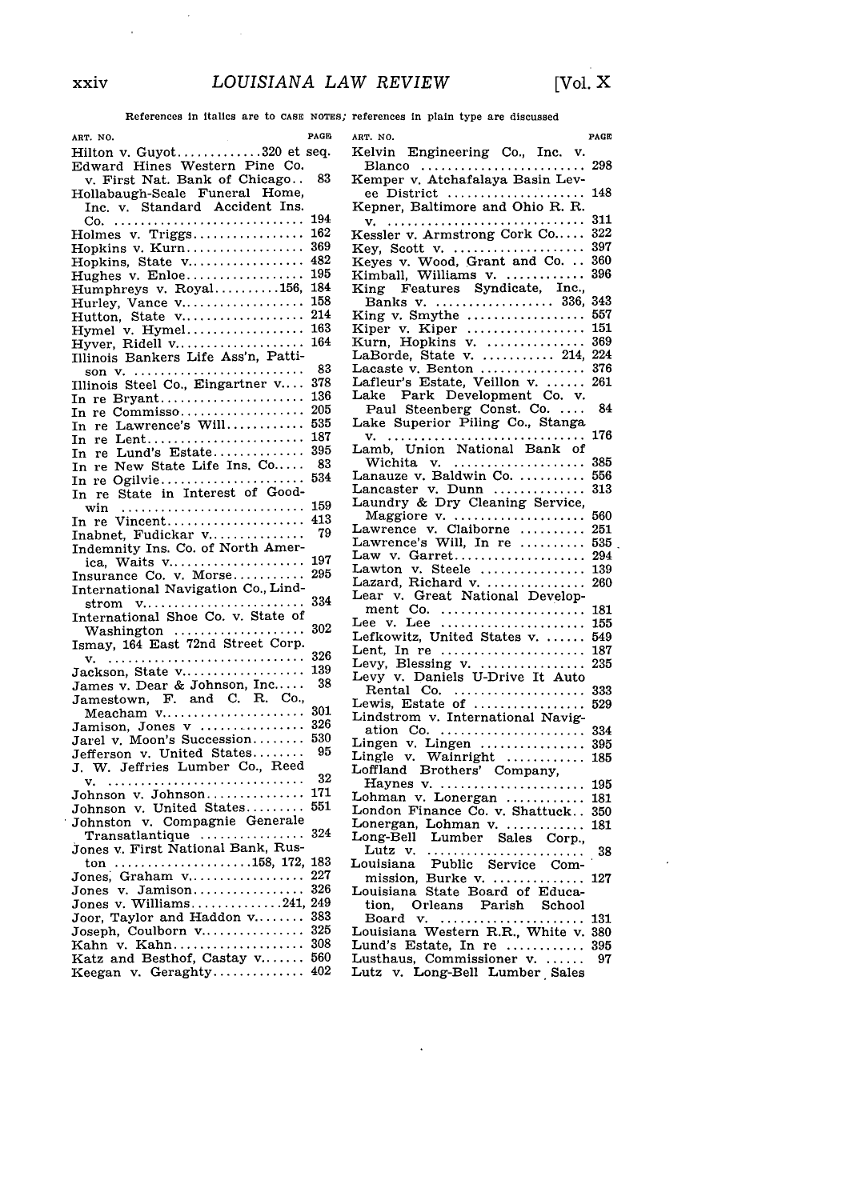References in italics are to CASE NOTES; references in plain type are discussed

| ART. NO. | PAGE |
|---|---|
| Hilton v. Guyot | 320 et seq. |
| Edward Hines Western Pine Co. v. First Nat. Bank of Chicago | 83 |
| Hollabaugh-Seale Funeral Home, Inc. v. Standard Accident Ins. Co. | 194 |
| Holmes v. Triggs | 162 |
| Hopkins v. Kurn | 369 |
| Hopkins, State v. | 482 |
| Hughes v. Enloe | 195 |
| Humphreys v. Royal | 156, 184 |
| Hurley, Vance v. | 158 |
| Hutton, State v. | 214 |
| Hymel v. Hymel | 163 |
| Hyver, Ridell v. | 164 |
| Illinois Bankers Life Ass'n, Pattison v. | 83 |
| Illinois Steel Co., Eingartner v. | 378 |
| In re Bryant | 136 |
| In re Commisso | 205 |
| In re Lawrence's Will | 535 |
| In re Lent | 187 |
| In re Lund's Estate | 395 |
| In re New State Life Ins. Co. | 83 |
| In re Ogilvie | 534 |
| In re State in Interest of Goodwin | 159 |
| In re Vincent | 413 |
| Inabnet, Fudickar v. | 79 |
| Indemnity Ins. Co. of North America, Waits v. | 197 |
| Insurance Co. v. Morse | 295 |
| International Navigation Co., Lindstrom v. | 334 |
| International Shoe Co. v. State of Washington | 302 |
| Ismay, 164 East 72nd Street Corp. v. | 326 |
| Jackson, State v. | 139 |
| James v. Dear & Johnson, Inc. | 38 |
| Jamestown, F. and C. R. Co., Meacham v. | 301 |
| Jamison, Jones v | 326 |
| Jarel v. Moon's Succession | 530 |
| Jefferson v. United States | 95 |
| J. W. Jeffries Lumber Co., Reed v. | 32 |
| Johnson v. Johnson | 171 |
| Johnson v. United States | 551 |
| Johnston v. Compagnie Generale Transatlantique | 324 |
| Jones v. First National Bank, Ruston | 158, 172, 183 |
| Jones, Graham v. | 227 |
| Jones v. Jamison | 326 |
| Jones v. Williams | 241, 249 |
| Joor, Taylor and Haddon v. | 383 |
| Joseph, Coulborn v. | 325 |
| Kahn v. Kahn | 308 |
| Katz and Besthof, Castay v. | 560 |
| Keegan v. Geraghty | 402 |
| Kelvin Engineering Co., Inc. v. Blanco | 298 |
| Kemper v. Atchafalaya Basin Levee District | 148 |
| Kepner, Baltimore and Ohio R. R. v. | 311 |
| Kessler v. Armstrong Cork Co. | 322 |
| Key, Scott v. | 397 |
| Keyes v. Wood, Grant and Co. | 360 |
| Kimball, Williams v. | 396 |
| King Features Syndicate, Inc., Banks v. | 336, 343 |
| King v. Smythe | 557 |
| Kiper v. Kiper | 151 |
| Kurn, Hopkins v. | 369 |
| LaBorde, State v. | 214, 224 |
| Lacaste v. Benton | 376 |
| Lafleur's Estate, Veillon v. | 261 |
| Lake Park Development Co. v. Paul Steenberg Const. Co. | 84 |
| Lake Superior Piling Co., Stanga v. | 176 |
| Lamb, Union National Bank of Wichita v. | 385 |
| Lanauze v. Baldwin Co. | 556 |
| Lancaster v. Dunn | 313 |
| Laundry & Dry Cleaning Service, Maggiore v. | 560 |
| Lawrence v. Claiborne | 251 |
| Lawrence's Will, In re | 535 |
| Law v. Garret | 294 |
| Lawton v. Steele | 139 |
| Lazard, Richard v. | 260 |
| Lear v. Great National Development Co. | 181 |
| Lee v. Lee | 155 |
| Lefkowitz, United States v. | 549 |
| Lent, In re | 187 |
| Levy, Blessing v. | 235 |
| Levy v. Daniels U-Drive It Auto Rental Co. | 333 |
| Lewis, Estate of | 529 |
| Lindstrom v. International Navigation Co. | 334 |
| Lingen v. Lingen | 395 |
| Lingle v. Wainright | 185 |
| Loffland Brothers' Company, Haynes v. | 195 |
| Lohman v. Lonergan | 181 |
| London Finance Co. v. Shattuck | 350 |
| Lonergan, Lohman v. | 181 |
| Long-Bell Lumber Sales Corp., Lutz v. | 38 |
| Louisiana Public Service Commission, Burke v. | 127 |
| Louisiana State Board of Education, Orleans Parish School Board v. | 131 |
| Louisiana Western R.R., White v. | 380 |
| Lund's Estate, In re | 395 |
| Lusthaus, Commissioner v. | 97 |
| Lutz v. Long-Bell Lumber Sales | |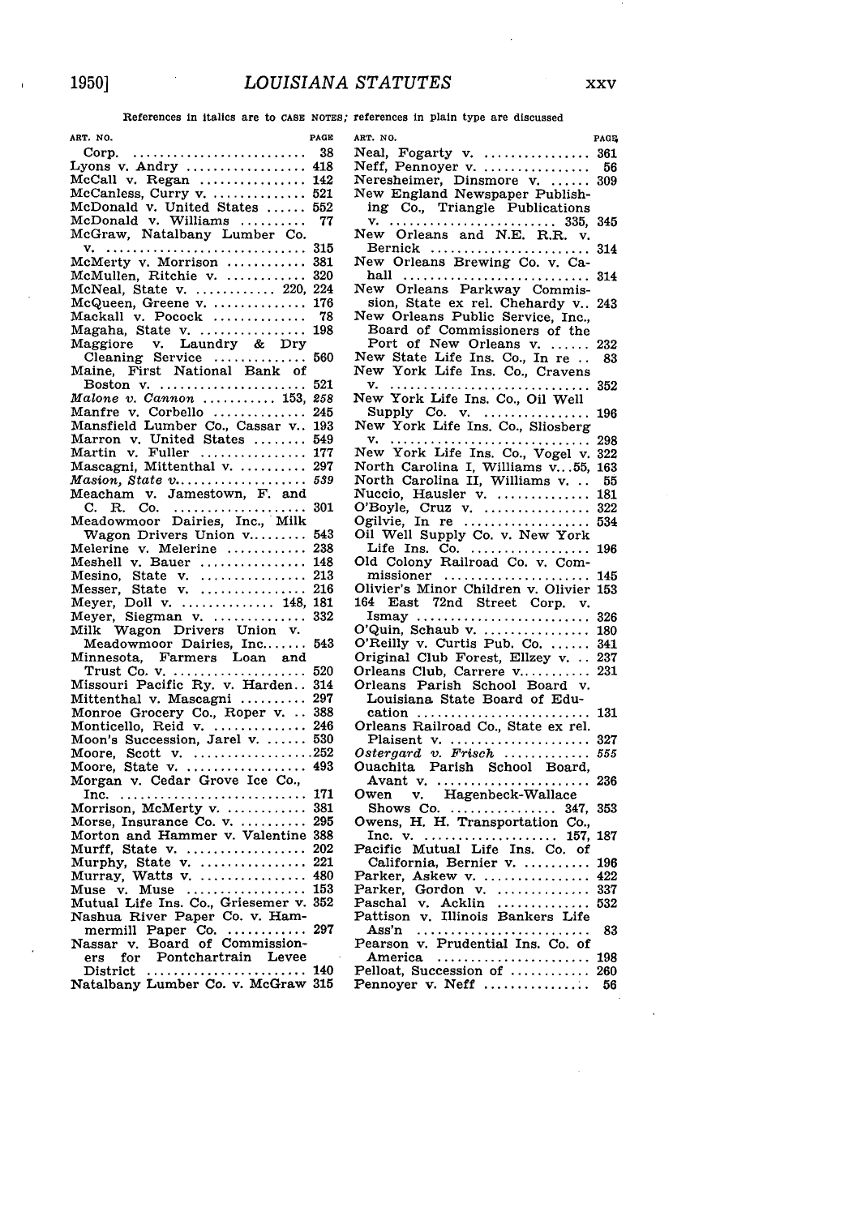References in italics are to CASE NOTES; references in plain type are discussed

| ART. NO. | PAGE |
|---|---|
| Corp. | 38 |
| Lyons v. Andry | 418 |
| McCall v. Regan | 142 |
| McCanless, Curry v. | 521 |
| McDonald v. United States | 552 |
| McDonald v. Williams | 77 |
| McGraw, Natalbany Lumber Co. v. | 315 |
| McMerty v. Morrison | 381 |
| McMullen, Ritchie v. | 320 |
| McNeal, State v. | 220, 224 |
| McQueen, Greene v. | 176 |
| Mackall v. Pocock | 78 |
| Magaha, State v. | 198 |
| Maggiore v. Laundry & Dry Cleaning Service | 560 |
| Maine, First National Bank of Boston v. | 521 |
| *Malone v. Cannon* | 153, *258* |
| Manfre v. Corbello | 245 |
| Mansfield Lumber Co., Cassar v. | 193 |
| Marron v. United States | 549 |
| Martin v. Fuller | 177 |
| Mascagni, Mittenthal v. | 297 |
| *Masion, State v.* | *539* |
| Meacham v. Jamestown, F. and C. R. Co. | 301 |
| Meadowmoor Dairies, Inc., Milk Wagon Drivers Union v. | 543 |
| Melerine v. Melerine | 238 |
| Meshell v. Bauer | 148 |
| Mesino, State v. | 213 |
| Messer, State v. | 216 |
| Meyer, Doll v. | 148, 181 |
| Meyer, Siegman v. | 332 |
| Milk Wagon Drivers Union v. Meadowmoor Dairies, Inc. | 543 |
| Minnesota, Farmers Loan and Trust Co. v. | 520 |
| Missouri Pacific Ry. v. Harden | 314 |
| Mittenthal v. Mascagni | 297 |
| Monroe Grocery Co., Roper v. | 388 |
| Monticello, Reid v. | 246 |
| Moon's Succession, Jarel v. | 530 |
| Moore, Scott v. | 252 |
| Moore, State v. | 493 |
| Morgan v. Cedar Grove Ice Co., Inc. | 171 |
| Morrison, McMerty v. | 381 |
| Morse, Insurance Co. v. | 295 |
| Morton and Hammer v. Valentine | 388 |
| Murff, State v. | 202 |
| Murphy, State v. | 221 |
| Murray, Watts v. | 480 |
| Muse v. Muse | 153 |
| Mutual Life Ins. Co., Griesemer v. | 352 |
| Nashua River Paper Co. v. Hammermill Paper Co. | 297 |
| Nassar v. Board of Commissioners for Pontchartrain Levee District | 140 |
| Natalbany Lumber Co. v. McGraw | 315 |
| Neal, Fogarty v. | 361 |
| Neff, Pennoyer v. | 56 |
| Neresheimer, Dinsmore v. | 309 |
| New England Newspaper Publishing Co., Triangle Publications v. | 335, 345 |
| New Orleans and N.E. R.R. v. Bernick | 314 |
| New Orleans Brewing Co. v. Cahall | 314 |
| New Orleans Parkway Commission, State ex rel. Chehardy v. | 243 |
| New Orleans Public Service, Inc., Board of Commissioners of the Port of New Orleans v. | 232 |
| New State Life Ins. Co., In re | 83 |
| New York Life Ins. Co., Cravens v. | 352 |
| New York Life Ins. Co., Oil Well Supply Co. v. | 196 |
| New York Life Ins. Co., Sliosberg v. | 298 |
| New York Life Ins. Co., Vogel v. | 322 |
| North Carolina I, Williams v. | 55, 163 |
| North Carolina II, Williams v. | 55 |
| Nuccio, Hausler v. | 181 |
| O'Boyle, Cruz v. | 322 |
| Ogilvie, In re | 534 |
| Oil Well Supply Co. v. New York Life Ins. Co. | 196 |
| Old Colony Railroad Co. v. Commissioner | 145 |
| Olivier's Minor Children v. Olivier | 153 |
| 164 East 72nd Street Corp. v. Ismay | 326 |
| O'Quin, Schaub v. | 180 |
| O'Reilly v. Curtis Pub. Co. | 341 |
| Original Club Forest, Ellzey v. | 237 |
| Orleans Club, Carrere v. | 231 |
| Orleans Parish School Board v. Louisiana State Board of Education | 131 |
| Orleans Railroad Co., State ex rel. Plaisent v. | 327 |
| *Ostergard v. Frisch* | *555* |
| Ouachita Parish School Board, Avant v. | 236 |
| Owen v. Hagenbeck-Wallace Shows Co. | 347, 353 |
| Owens, H. H. Transportation Co., Inc. v. | 157, 187 |
| Pacific Mutual Life Ins. Co. of California, Bernier v. | 196 |
| Parker, Askew v. | 422 |
| Parker, Gordon v. | 337 |
| Paschal v. Acklin | 532 |
| Pattison v. Illinois Bankers Life Ass'n | 83 |
| Pearson v. Prudential Ins. Co. of America | 198 |
| Pelloat, Succession of | 260 |
| Pennoyer v. Neff | 56 |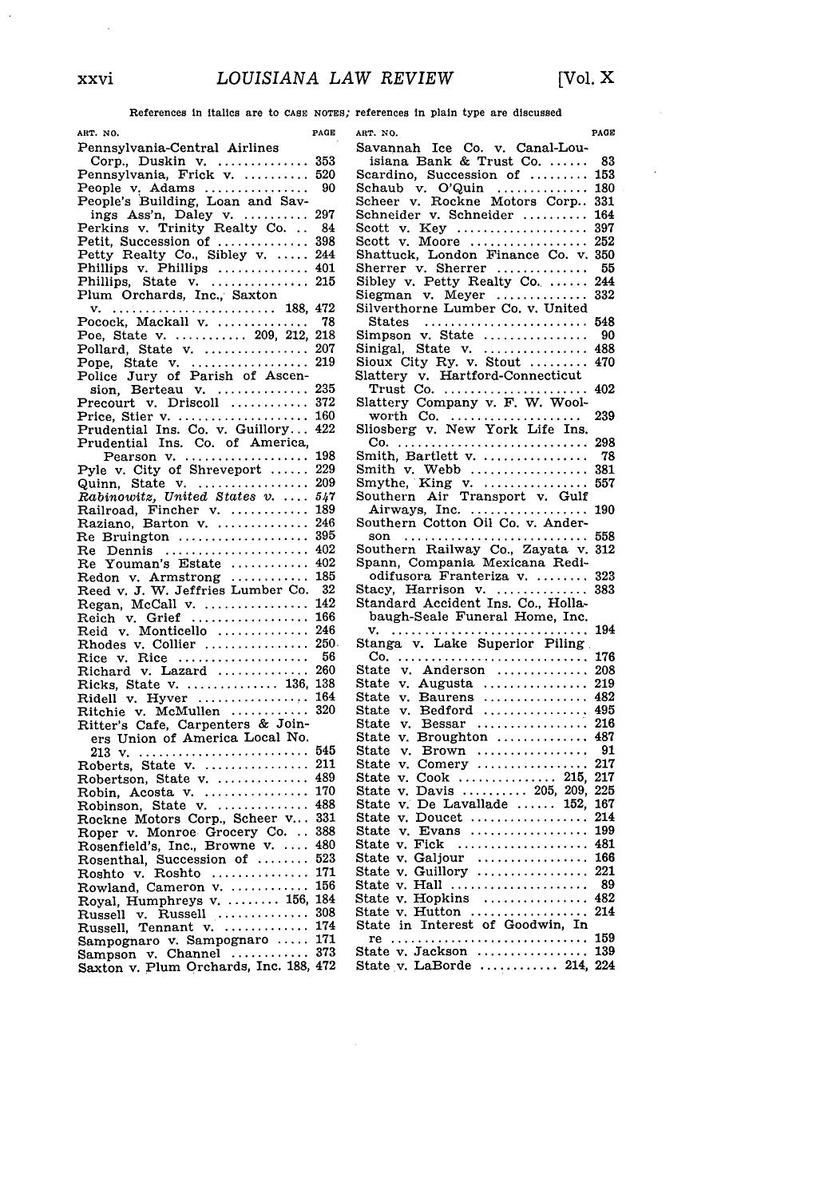References in italics are to CASE NOTES; references in plain type are discussed

ART. NO. PAGE

Pennsylvania-Central Airlines Corp., Duskin v. .............. 353
Pennsylvania, Frick v. .......... 520
People v. Adams ................ 90
People's Building, Loan and Savings Ass'n, Daley v. .......... 297
Perkins v. Trinity Realty Co. .. 84
Petit, Succession of .............. 398
Petty Realty Co., Sibley v. ..... 244
Phillips v. Phillips .............. 401
Phillips, State v. ............... 215
Plum Orchards, Inc., Saxton v. ......................... 188, 472
Pocock, Mackall v. .............. 78
Poe, State v. ........... 209, 212, 218
Pollard, State v. ................ 207
Pope, State v. .................. 219
Police Jury of Parish of Ascension, Berteau v. .............. 235
Precourt v. Driscoll ............ 372
Price, Stier v. .................... 160
Prudential Ins. Co. v. Guillory... 422
Prudential Ins. Co. of America, Pearson v. ................... 198
Pyle v. City of Shreveport ...... 229
Quinn, State v. ................. 209
*Rabinowitz, United States v.* .... *547*
Railroad, Fincher v. ............ 189
Raziano, Barton v. .............. 246
Re Bruington .................... 395
Re Dennis ...................... 402
Re Youman's Estate ............ 402
Redon v. Armstrong ............ 185
Reed v. J. W. Jeffries Lumber Co. 32
Regan, McCall v. ................ 142
Reich v. Grief .................. 166
Reid v. Monticello .............. 246
Rhodes v. Collier ................ 250
Rice v. Rice .................... 56
Richard v. Lazard .............. 260
Ricks, State v. .............. 136, 138
Ridell v. Hyver ................. 164
Ritchie v. McMullen ............ 320
Ritter's Cafe, Carpenters & Joiners Union of America Local No. 213 v. .......................... 545
Roberts, State v. ................ 211
Robertson, State v. .............. 489
Robin, Acosta v. ................ 170
Robinson, State v. .............. 488
Rockne Motors Corp., Scheer v... 331
Roper v. Monroe Grocery Co. .. 388
Rosenfield's, Inc., Browne v. .... 480
Rosenthal, Succession of ........ 523
Roshto v. Roshto ............... 171
Rowland, Cameron v. ............ 156
Royal, Humphreys v. ........ 156, 184
Russell v. Russell .............. 308
Russell, Tennant v. ............. 174
Sampognaro v. Sampognaro ..... 171
Sampson v. Channel ............ 373
Saxton v. Plum Orchards, Inc. 188, 472
Savannah Ice Co. v. Canal-Louisiana Bank & Trust Co. ...... 83
Scardino, Succession of ......... 153
Schaub v. O'Quin .............. 180
Scheer v. Rockne Motors Corp.. 331
Schneider v. Schneider .......... 164
Scott v. Key .................... 397
Scott v. Moore .................. 252
Shattuck, London Finance Co. v. 350
Sherrer v. Sherrer .............. 55
Sibley v. Petty Realty Co. ...... 244
Siegman v. Meyer .............. 332
Silverthorne Lumber Co. v. United States ......................... 548
Simpson v. State ................ 90
Sinigal, State v. ................ 488
Sioux City Ry. v. Stout ......... 470
Slattery v. Hartford-Connecticut Trust Co. ...................... 402
Slattery Company v. F. W. Woolworth Co. .................... 239
Sliosberg v. New York Life Ins. Co. ............................ 298
Smith, Bartlett v. ................ 78
Smith v. Webb .................. 381
Smythe, King v. ................ 557
Southern Air Transport v. Gulf Airways, Inc. .................. 190
Southern Cotton Oil Co. v. Anderson ........................... 558
Southern Railway Co., Zayata v. 312
Spann, Compania Mexicana Redifusora Franteriza v. ........ 323
Stacy, Harrison v. .............. 383
Standard Accident Ins. Co., Hollabaugh-Seale Funeral Home, Inc. v. ............................. 194
Stanga v. Lake Superior Piling Co. ............................ 176
State v. Anderson .............. 208
State v. Augusta ................ 219
State v. Baurens ................ 482
State v. Bedford ................ 495
State v. Bessar ................. 216
State v. Broughton .............. 487
State v. Brown ................. 91
State v. Comery ................. 217
State v. Cook ............... 215, 217
State v. Davis .......... 205, 209, 225
State v. De Lavallade ...... 152, 167
State v. Doucet .................. 214
State v. Evans .................. 199
State v. Fick .................... 481
State v. Galjour ................. 166
State v. Guillory ................. 221
State v. Hall ..................... 89
State v. Hopkins ................ 482
State v. Hutton .................. 214
State in Interest of Goodwin, In re ............................. 159
State v. Jackson ................. 139
State v. LaBorde ............ 214, 224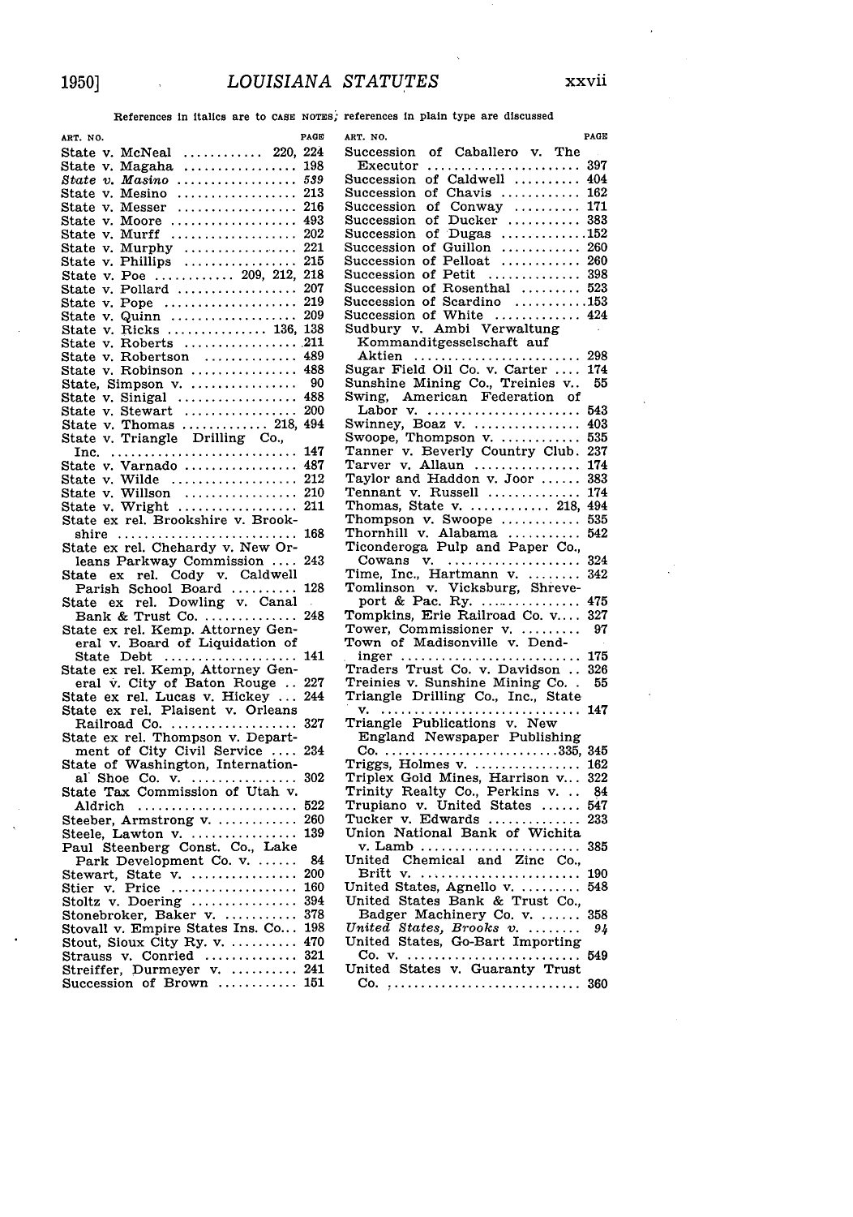References in italics are to CASE NOTES; references in plain type are discussed

| ART. NO. | PAGE |
|---|---|
| State v. McNeal | 220, 224 |
| State v. Magaha | 198 |
| *State v. Masino* | *539* |
| State v. Mesino | 213 |
| State v. Messer | 216 |
| State v. Moore | 493 |
| State v. Murff | 202 |
| State v. Murphy | 221 |
| State v. Phillips | 215 |
| State v. Poe | 209, 212, 218 |
| State v. Pollard | 207 |
| State v. Pope | 219 |
| State v. Quinn | 209 |
| State v. Ricks | 136, 138 |
| State v. Roberts | 211 |
| State v. Robertson | 489 |
| State v. Robinson | 488 |
| State, Simpson v. | 90 |
| State v. Sinigal | 488 |
| State v. Stewart | 200 |
| State v. Thomas | 218, 494 |
| State v. Triangle Drilling Co., Inc. | 147 |
| State v. Varnado | 487 |
| State v. Wilde | 212 |
| State v. Willson | 210 |
| State v. Wright | 211 |
| State ex rel. Brookshire v. Brookshire | 168 |
| State ex rel. Chehardy v. New Orleans Parkway Commission | 243 |
| State ex rel. Cody v. Caldwell Parish School Board | 128 |
| State ex rel. Dowling v. Canal Bank & Trust Co. | 248 |
| State ex rel. Kemp. Attorney General v. Board of Liquidation of State Debt | 141 |
| State ex rel. Kemp, Attorney General v. City of Baton Rouge | 227 |
| State ex rel. Lucas v. Hickey | 244 |
| State ex rel. Plaisent v. Orleans Railroad Co. | 327 |
| State ex rel. Thompson v. Department of City Civil Service | 234 |
| State of Washington, International Shoe Co. v. | 302 |
| State Tax Commission of Utah v. Aldrich | 522 |
| Steeber, Armstrong v. | 260 |
| Steele, Lawton v. | 139 |
| Paul Steenberg Const. Co., Lake Park Development Co. v. | 84 |
| Stewart, State v. | 200 |
| Stier v. Price | 160 |
| Stoltz v. Doering | 394 |
| Stonebroker, Baker v. | 378 |
| Stovall v. Empire States Ins. Co. | 198 |
| Stout, Sioux City Ry. v. | 470 |
| Strauss v. Conried | 321 |
| Streiffer, Durmeyer v. | 241 |
| Succession of Brown | 151 |
| Succession of Caballero v. The Executor | 397 |
| Succession of Caldwell | 404 |
| Succession of Chavis | 162 |
| Succession of Conway | 171 |
| Succession of Ducker | 383 |
| Succession of Dugas | 152 |
| Succession of Guillon | 260 |
| Succession of Pelloat | 260 |
| Succession of Petit | 398 |
| Succession of Rosenthal | 523 |
| Succession of Scardino | 153 |
| Succession of White | 424 |
| Sudbury v. Ambi Verwaltung Kommanditgesselschaft auf Aktien | 298 |
| Sugar Field Oil Co. v. Carter | 174 |
| Sunshine Mining Co., Treinies v. | 55 |
| Swing, American Federation of Labor v. | 543 |
| Swinney, Boaz v. | 403 |
| Swoope, Thompson v. | 535 |
| Tanner v. Beverly Country Club | 237 |
| Tarver v. Allaun | 174 |
| Taylor and Haddon v. Joor | 383 |
| Tennant v. Russell | 174 |
| Thomas, State v. | 218, 494 |
| Thompson v. Swoope | 535 |
| Thornhill v. Alabama | 542 |
| Ticonderoga Pulp and Paper Co., Cowans v. | 324 |
| Time, Inc., Hartmann v. | 342 |
| Tomlinson v. Vicksburg, Shreveport & Pac. Ry. | 475 |
| Tompkins, Erie Railroad Co. v. | 327 |
| Tower, Commissioner v. | 97 |
| Town of Madisonville v. Dendinger | 175 |
| Traders Trust Co. v. Davidson | 326 |
| Treinies v. Sunshine Mining Co. | 55 |
| Triangle Drilling Co., Inc., State v. | 147 |
| Triangle Publications v. New England Newspaper Publishing Co. | 335, 345 |
| Triggs, Holmes v. | 162 |
| Triplex Gold Mines, Harrison v. | 322 |
| Trinity Realty Co., Perkins v. | 84 |
| Trupiano v. United States | 547 |
| Tucker v. Edwards | 233 |
| Union National Bank of Wichita v. Lamb | 385 |
| United Chemical and Zinc Co., Britt v. | 190 |
| United States, Agnello v. | 548 |
| United States Bank & Trust Co., Badger Machinery Co. v. | 358 |
| *United States, Brooks v.* | *94* |
| United States, Go-Bart Importing Co. v. | 549 |
| United States v. Guaranty Trust Co. | 360 |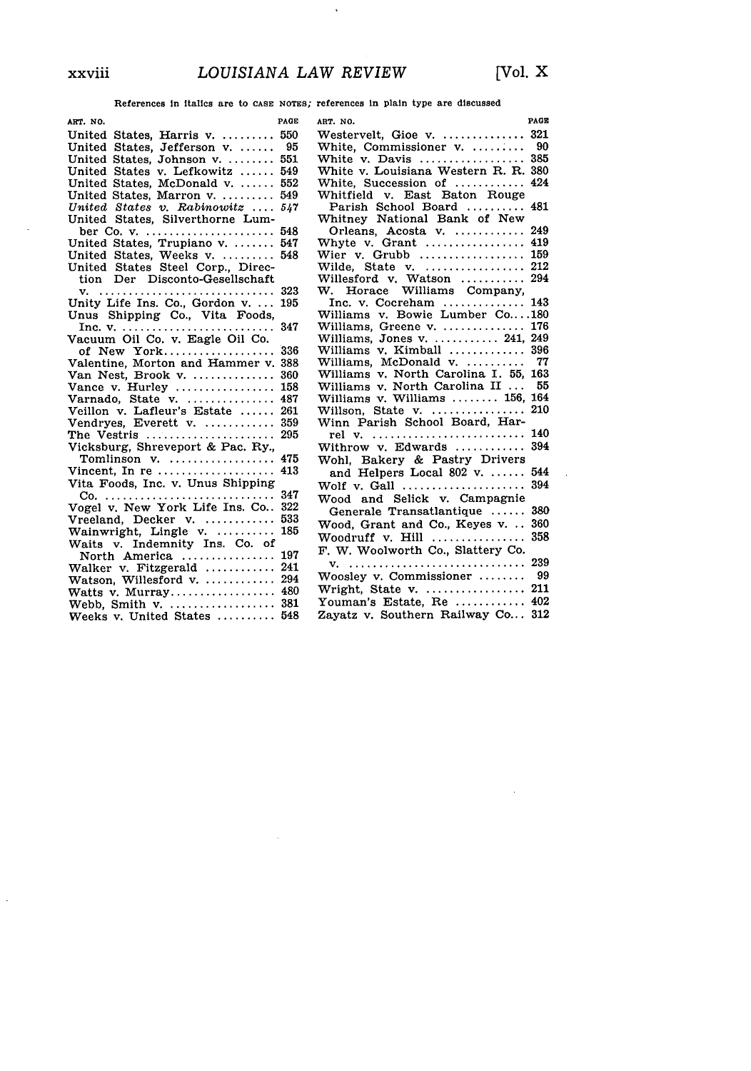References in italics are to CASE NOTES; references in plain type are discussed

| ART. NO. | PAGE |
|---|---|
| United States, Harris v. | 550 |
| United States, Jefferson v. | 95 |
| United States, Johnson v. | 551 |
| United States v. Lefkowitz | 549 |
| United States, McDonald v. | 552 |
| United States, Marron v. | 549 |
| *United States v. Rabinowitz* | *547* |
| United States, Silverthorne Lumber Co. v. | 548 |
| United States, Trupiano v. | 547 |
| United States, Weeks v. | 548 |
| United States Steel Corp., Direction Der Disconto-Gesellschaft v. | 323 |
| Unity Life Ins. Co., Gordon v. | 195 |
| Unus Shipping Co., Vita Foods, Inc. v. | 347 |
| Vacuum Oil Co. v. Eagle Oil Co. of New York | 336 |
| Valentine, Morton and Hammer v. | 388 |
| Van Nest, Brook v. | 360 |
| Vance v. Hurley | 158 |
| Varnado, State v. | 487 |
| Veillon v. Lafleur's Estate | 261 |
| Vendryes, Everett v. | 359 |
| The Vestris | 295 |
| Vicksburg, Shreveport & Pac. Ry., Tomlinson v. | 475 |
| Vincent, In re | 413 |
| Vita Foods, Inc. v. Unus Shipping Co. | 347 |
| Vogel v. New York Life Ins. Co. | 322 |
| Vreeland, Decker v. | 533 |
| Wainwright, Lingle v. | 185 |
| Waits v. Indemnity Ins. Co. of North America | 197 |
| Walker v. Fitzgerald | 241 |
| Watson, Willesford v. | 294 |
| Watts v. Murray | 480 |
| Webb, Smith v. | 381 |
| Weeks v. United States | 548 |
| Westervelt, Gioe v. | 321 |
| White, Commissioner v. | 90 |
| White v. Davis | 385 |
| White v. Louisiana Western R. R. | 380 |
| White, Succession of | 424 |
| Whitfield v. East Baton Rouge Parish School Board | 481 |
| Whitney National Bank of New Orleans, Acosta v. | 249 |
| Whyte v. Grant | 419 |
| Wier v. Grubb | 159 |
| Wilde, State v. | 212 |
| Willesford v. Watson | 294 |
| W. Horace Williams Company, Inc. v. Cocreham | 143 |
| Williams v. Bowie Lumber Co. | 180 |
| Williams, Greene v. | 176 |
| Williams, Jones v. | 241, 249 |
| Williams v. Kimball | 396 |
| Williams, McDonald v. | 77 |
| Williams v. North Carolina I. | 55, 163 |
| Williams v. North Carolina II | 55 |
| Williams v. Williams | 156, 164 |
| Willson, State v. | 210 |
| Winn Parish School Board, Harrel v. | 140 |
| Withrow v. Edwards | 394 |
| Wohl, Bakery & Pastry Drivers and Helpers Local 802 v. | 544 |
| Wolf v. Gall | 394 |
| Wood and Selick v. Campagnie Generale Transatlantique | 380 |
| Wood, Grant and Co., Keyes v. | 360 |
| Woodruff v. Hill | 358 |
| F. W. Woolworth Co., Slattery Co. v. | 239 |
| Woosley v. Commissioner | 99 |
| Wright, State v. | 211 |
| Youman's Estate, Re | 402 |
| Zayatz v. Southern Railway Co. | 312 |